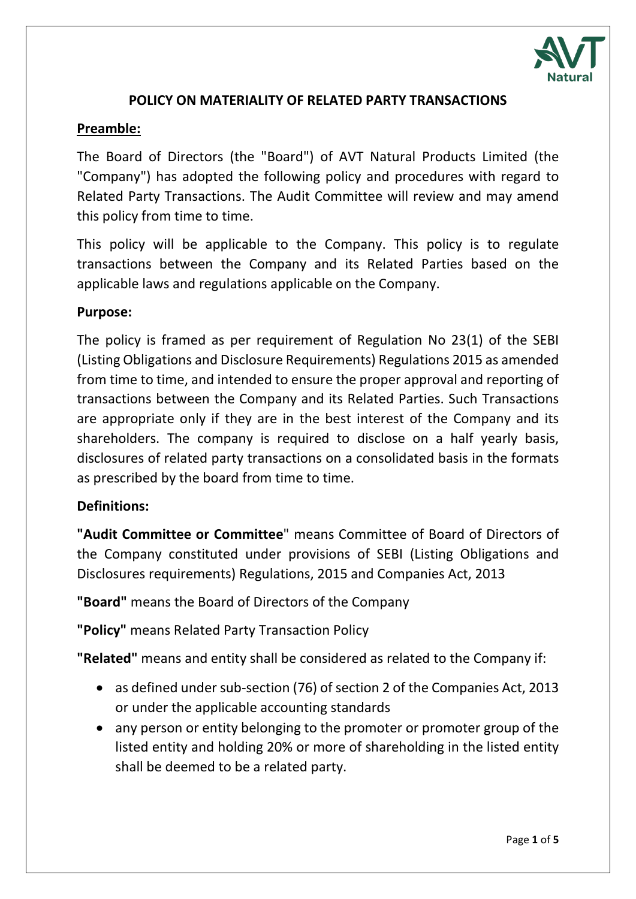# POLICY ON MATERIALITY OF RELATED PARTY TRANSACTIONS

## Preamble:

The Board of Directors (the "Board") of AVT Natural Products Limited (the "Company") has adopted the following policy and procedures with regard to Related Party Transactions. The Audit Committee will review and may amend this policy from time to time.

This policy will be applicable to the Company. This policy is to regulate transactions between the Company and its Related Parties based on the applicable laws and regulations applicable on the Company.

## Purpose:

The policy is framed as per requirement of Regulation No 23(1) of the SEBI (Listing Obligations and Disclosure Requirements) Regulations 2015 as amended from time to time, and intended to ensure the proper approval and reporting of transactions between the Company and its Related Parties. Such Transactions are appropriate only if they are in the best interest of the Company and its shareholders. The company is required to disclose on a half yearly basis, disclosures of related party transactions on a consolidated basis in the formats as prescribed by the board from time to time.

## Definitions:

**"Audit Committee or Committee**" means Committee of Board of Directors of the Company constituted under provisions of SEBI (Listing Obligations and Disclosures requirements) Regulations, 2015 and Companies Act, 2013

**"Board"** means the Board of Directors of the Company

**"Policy"** means Related Party Transaction Policy

**"Related"** means and entity shall be considered as related to the Company if:

- as defined under sub-section (76) of section 2 of the Companies Act, 2013 or under the applicable accounting standards
- any person or entity belonging to the promoter or promoter group of the listed entity and holding 20% or more of shareholding in the listed entity shall be deemed to be a related party.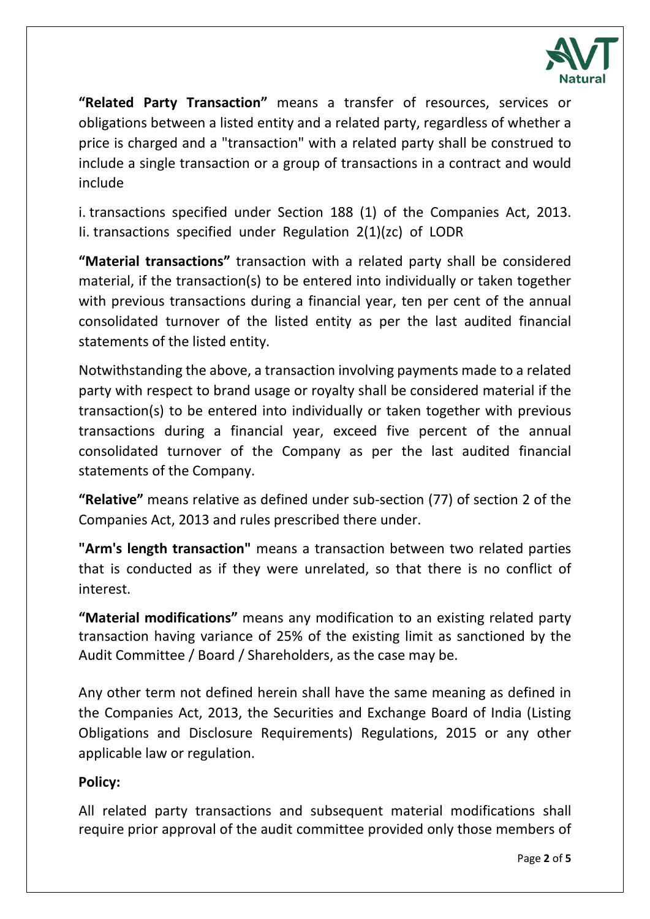**"Related Party Transaction"** means a transfer of resources, services or obligations between a listed entity and a related party, regardless of whether a price is charged and a "transaction" with a related party shall be construed to include a single transaction or a group of transactions in a contract and would include

i. transactions specified under Section 188 (1) of the Companies Act, 2013.
Ii. transactions specified under Regulation 2(1)(zc) of LODR

**"Material transactions"** transaction with a related party shall be considered material, if the transaction(s) to be entered into individually or taken together with previous transactions during a financial year, ten per cent of the annual consolidated turnover of the listed entity as per the last audited financial statements of the listed entity.

Notwithstanding the above, a transaction involving payments made to a related party with respect to brand usage or royalty shall be considered material if the transaction(s) to be entered into individually or taken together with previous transactions during a financial year, exceed five percent of the annual consolidated turnover of the Company as per the last audited financial statements of the Company.

**"Relative"** means relative as defined under sub-section (77) of section 2 of the Companies Act, 2013 and rules prescribed there under.

**"Arm's length transaction"** means a transaction between two related parties that is conducted as if they were unrelated, so that there is no conflict of interest.

**"Material modifications"** means any modification to an existing related party transaction having variance of 25% of the existing limit as sanctioned by the Audit Committee / Board / Shareholders, as the case may be.

Any other term not defined herein shall have the same meaning as defined in the Companies Act, 2013, the Securities and Exchange Board of India (Listing Obligations and Disclosure Requirements) Regulations, 2015 or any other applicable law or regulation.

**Policy:**

All related party transactions and subsequent material modifications shall require prior approval of the audit committee provided only those members of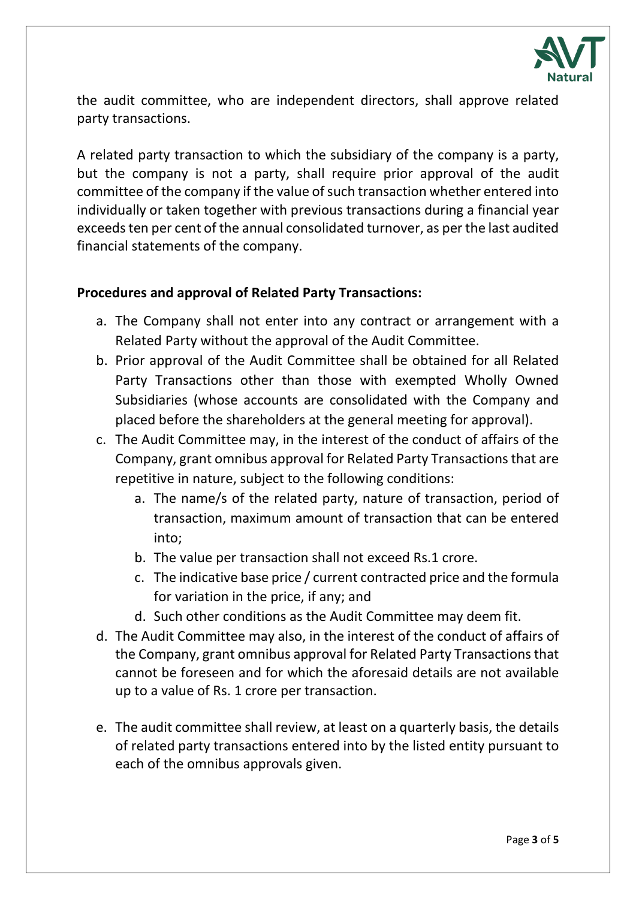the audit committee, who are independent directors, shall approve related party transactions.

A related party transaction to which the subsidiary of the company is a party, but the company is not a party, shall require prior approval of the audit committee of the company if the value of such transaction whether entered into individually or taken together with previous transactions during a financial year exceeds ten per cent of the annual consolidated turnover, as per the last audited financial statements of the company.

**Procedures and approval of Related Party Transactions:**

a. The Company shall not enter into any contract or arrangement with a Related Party without the approval of the Audit Committee.
b. Prior approval of the Audit Committee shall be obtained for all Related Party Transactions other than those with exempted Wholly Owned Subsidiaries (whose accounts are consolidated with the Company and placed before the shareholders at the general meeting for approval).
c. The Audit Committee may, in the interest of the conduct of affairs of the Company, grant omnibus approval for Related Party Transactions that are repetitive in nature, subject to the following conditions:
    a. The name/s of the related party, nature of transaction, period of transaction, maximum amount of transaction that can be entered into;
    b. The value per transaction shall not exceed Rs.1 crore.
    c. The indicative base price / current contracted price and the formula for variation in the price, if any; and
    d. Such other conditions as the Audit Committee may deem fit.
d. The Audit Committee may also, in the interest of the conduct of affairs of the Company, grant omnibus approval for Related Party Transactions that cannot be foreseen and for which the aforesaid details are not available up to a value of Rs. 1 crore per transaction.

e. The audit committee shall review, at least on a quarterly basis, the details of related party transactions entered into by the listed entity pursuant to each of the omnibus approvals given.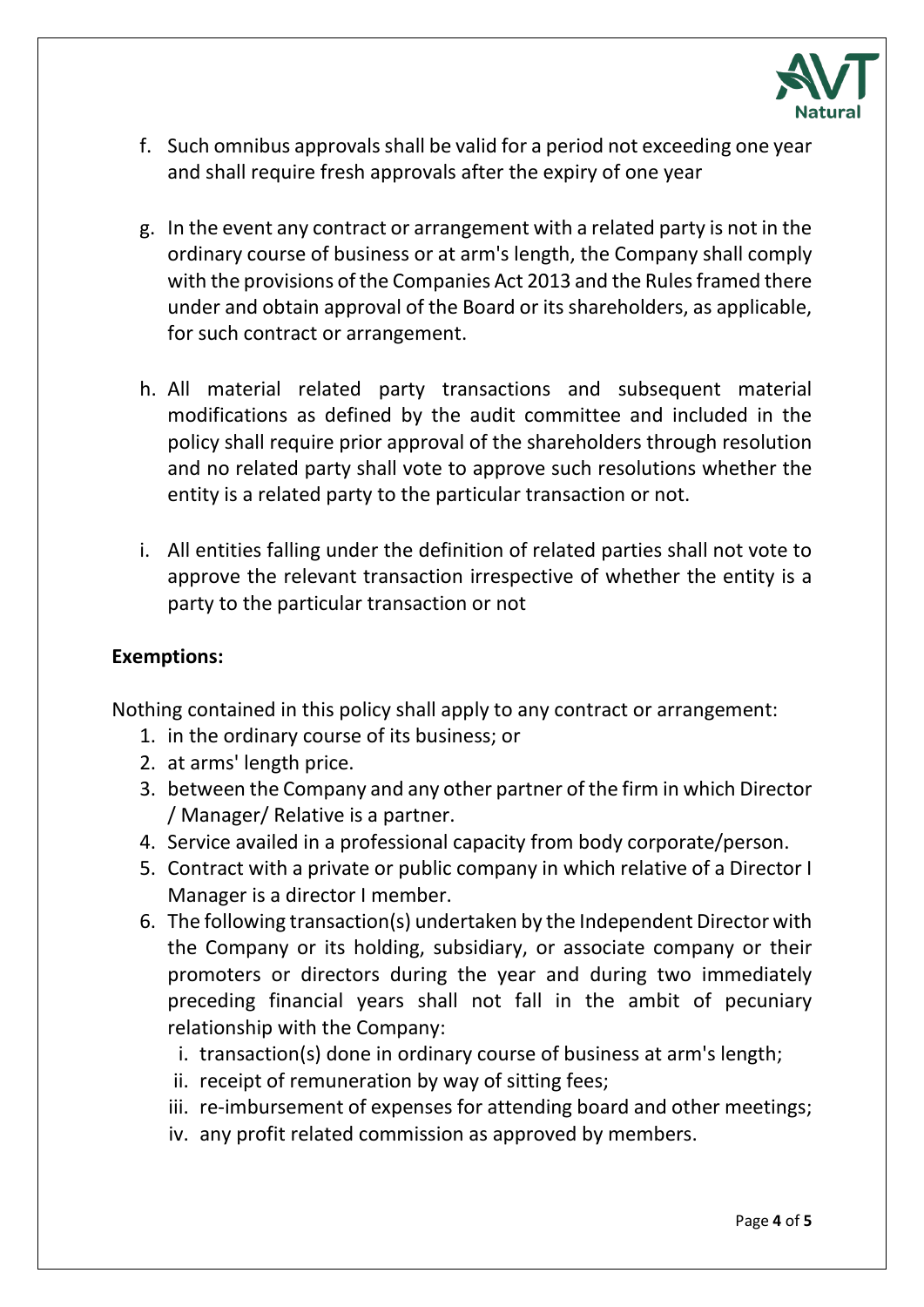f. Such omnibus approvals shall be valid for a period not exceeding one year and shall require fresh approvals after the expiry of one year

g. In the event any contract or arrangement with a related party is not in the ordinary course of business or at arm's length, the Company shall comply with the provisions of the Companies Act 2013 and the Rules framed there under and obtain approval of the Board or its shareholders, as applicable, for such contract or arrangement.

h. All material related party transactions and subsequent material modifications as defined by the audit committee and included in the policy shall require prior approval of the shareholders through resolution and no related party shall vote to approve such resolutions whether the entity is a related party to the particular transaction or not.

i. All entities falling under the definition of related parties shall not vote to approve the relevant transaction irrespective of whether the entity is a party to the particular transaction or not

**Exemptions:**

Nothing contained in this policy shall apply to any contract or arrangement:

1. in the ordinary course of its business; or
2. at arms' length price.
3. between the Company and any other partner of the firm in which Director / Manager/ Relative is a partner.
4. Service availed in a professional capacity from body corporate/person.
5. Contract with a private or public company in which relative of a Director I Manager is a director I member.
6. The following transaction(s) undertaken by the Independent Director with the Company or its holding, subsidiary, or associate company or their promoters or directors during the year and during two immediately preceding financial years shall not fall in the ambit of pecuniary relationship with the Company:
   i. transaction(s) done in ordinary course of business at arm's length;
   ii. receipt of remuneration by way of sitting fees;
   iii. re-imbursement of expenses for attending board and other meetings;
   iv. any profit related commission as approved by members.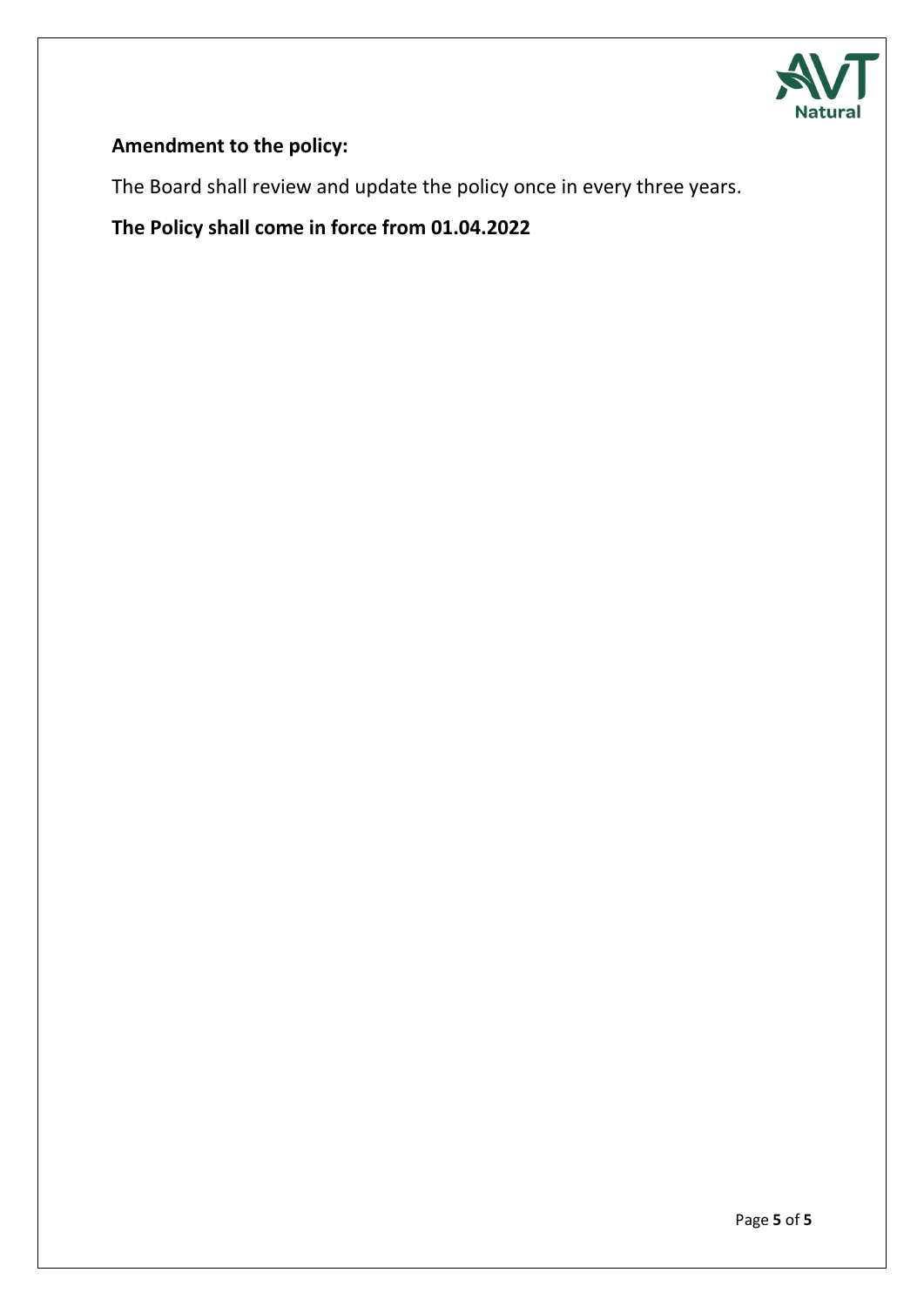**Amendment to the policy:**

The Board shall review and update the policy once in every three years.

**The Policy shall come in force from 01.04.2022**